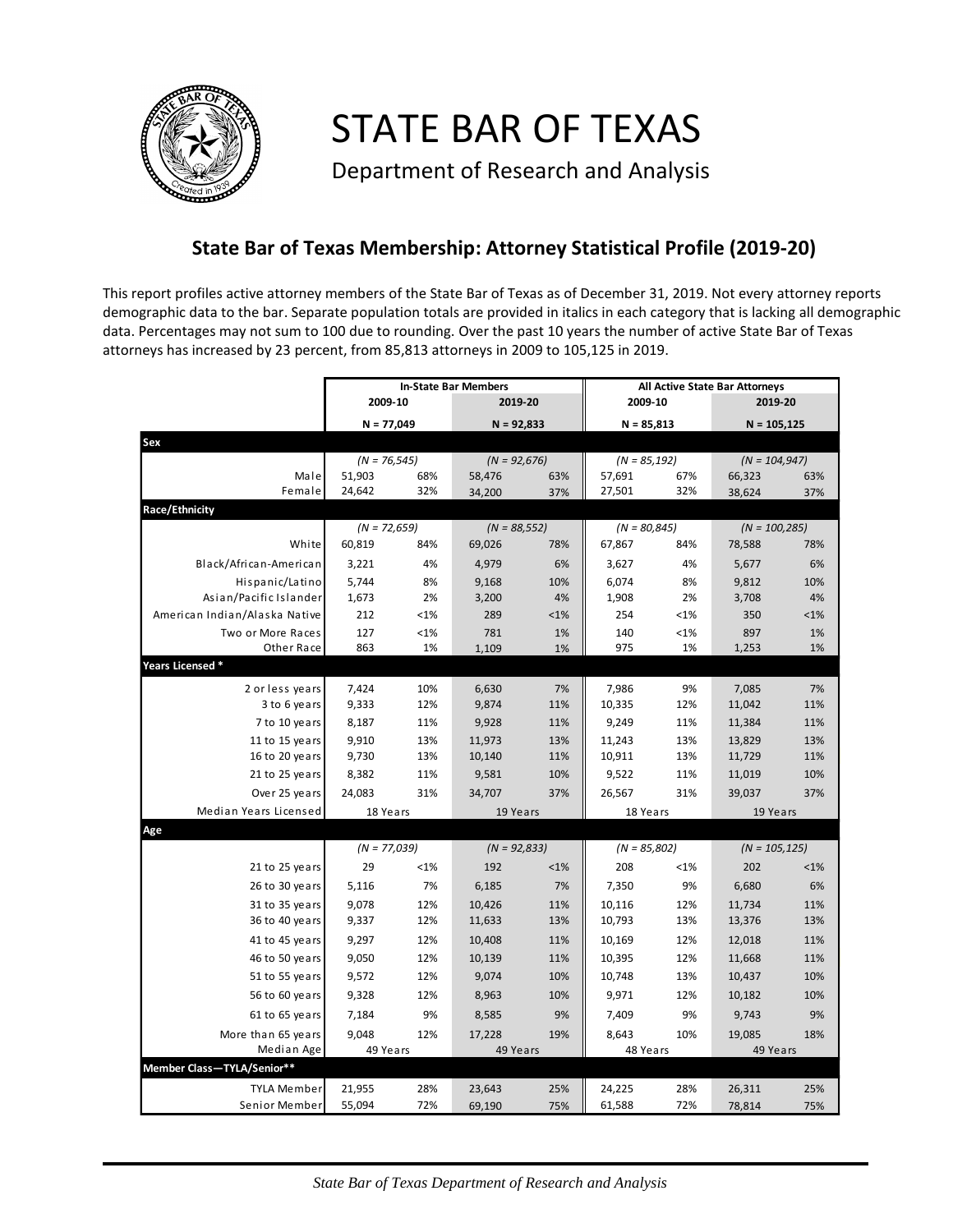# STATE BAR OF TEXAS

Department of Research and Analysis

## State Bar of Texas Membership: Attorney Statistical Profile (2019-20)

This report profiles active attorney members of the State Bar of Texas as of December 31, 2019. Not every attorney reports demographic data to the bar. Separate population totals are provided in italics in each category that is lacking all demographic data. Percentages may not sum to 100 due to rounding. Over the past 10 years the number of active State Bar of Texas attorneys has increased by 23 percent, from 85,813 attorneys in 2009 to 105,125 in 2019.

| | In-State Bar Members | | | | All Active State Bar Attorneys | | | |
|---|---|---|---|---|---|---|---|---|
| | 2009-10 | | 2019-20 | | 2009-10 | | 2019-20 | |
| | N = 77,049 | | N = 92,833 | | N = 85,813 | | N = 105,125 | |
| **Sex** | | | | | | | | |
| | *(N = 76,545)* | | *(N = 92,676)* | | *(N = 85,192)* | | *(N = 104,947)* | |
| Male | 51,903 | 68% | 58,476 | 63% | 57,691 | 67% | 66,323 | 63% |
| Female | 24,642 | 32% | 34,200 | 37% | 27,501 | 32% | 38,624 | 37% |
| **Race/Ethnicity** | | | | | | | | |
| | *(N = 72,659)* | | *(N = 88,552)* | | *(N = 80,845)* | | *(N = 100,285)* | |
| White | 60,819 | 84% | 69,026 | 78% | 67,867 | 84% | 78,588 | 78% |
| Black/African-American | 3,221 | 4% | 4,979 | 6% | 3,627 | 4% | 5,677 | 6% |
| Hispanic/Latino | 5,744 | 8% | 9,168 | 10% | 6,074 | 8% | 9,812 | 10% |
| Asian/Pacific Islander | 1,673 | 2% | 3,200 | 4% | 1,908 | 2% | 3,708 | 4% |
| American Indian/Alaska Native | 212 | <1% | 289 | <1% | 254 | <1% | 350 | <1% |
| Two or More Races | 127 | <1% | 781 | 1% | 140 | <1% | 897 | 1% |
| Other Race | 863 | 1% | 1,109 | 1% | 975 | 1% | 1,253 | 1% |
| **Years Licensed \*** | | | | | | | | |
| 2 or less years | 7,424 | 10% | 6,630 | 7% | 7,986 | 9% | 7,085 | 7% |
| 3 to 6 years | 9,333 | 12% | 9,874 | 11% | 10,335 | 12% | 11,042 | 11% |
| 7 to 10 years | 8,187 | 11% | 9,928 | 11% | 9,249 | 11% | 11,384 | 11% |
| 11 to 15 years | 9,910 | 13% | 11,973 | 13% | 11,243 | 13% | 13,829 | 13% |
| 16 to 20 years | 9,730 | 13% | 10,140 | 11% | 10,911 | 13% | 11,729 | 11% |
| 21 to 25 years | 8,382 | 11% | 9,581 | 10% | 9,522 | 11% | 11,019 | 10% |
| Over 25 years | 24,083 | 31% | 34,707 | 37% | 26,567 | 31% | 39,037 | 37% |
| Median Years Licensed | 18 Years | | 19 Years | | 18 Years | | 19 Years | |
| **Age** | | | | | | | | |
| | *(N = 77,039)* | | *(N = 92,833)* | | *(N = 85,802)* | | *(N = 105,125)* | |
| 21 to 25 years | 29 | <1% | 192 | <1% | 208 | <1% | 202 | <1% |
| 26 to 30 years | 5,116 | 7% | 6,185 | 7% | 7,350 | 9% | 6,680 | 6% |
| 31 to 35 years | 9,078 | 12% | 10,426 | 11% | 10,116 | 12% | 11,734 | 11% |
| 36 to 40 years | 9,337 | 12% | 11,633 | 13% | 10,793 | 13% | 13,376 | 13% |
| 41 to 45 years | 9,297 | 12% | 10,408 | 11% | 10,169 | 12% | 12,018 | 11% |
| 46 to 50 years | 9,050 | 12% | 10,139 | 11% | 10,395 | 12% | 11,668 | 11% |
| 51 to 55 years | 9,572 | 12% | 9,074 | 10% | 10,748 | 13% | 10,437 | 10% |
| 56 to 60 years | 9,328 | 12% | 8,963 | 10% | 9,971 | 12% | 10,182 | 10% |
| 61 to 65 years | 7,184 | 9% | 8,585 | 9% | 7,409 | 9% | 9,743 | 9% |
| More than 65 years | 9,048 | 12% | 17,228 | 19% | 8,643 | 10% | 19,085 | 18% |
| Median Age | 49 Years | | 49 Years | | 48 Years | | 49 Years | |
| **Member Class—TYLA/Senior\*\*** | | | | | | | | |
| TYLA Member | 21,955 | 28% | 23,643 | 25% | 24,225 | 28% | 26,311 | 25% |
| Senior Member | 55,094 | 72% | 69,190 | 75% | 61,588 | 72% | 78,814 | 75% |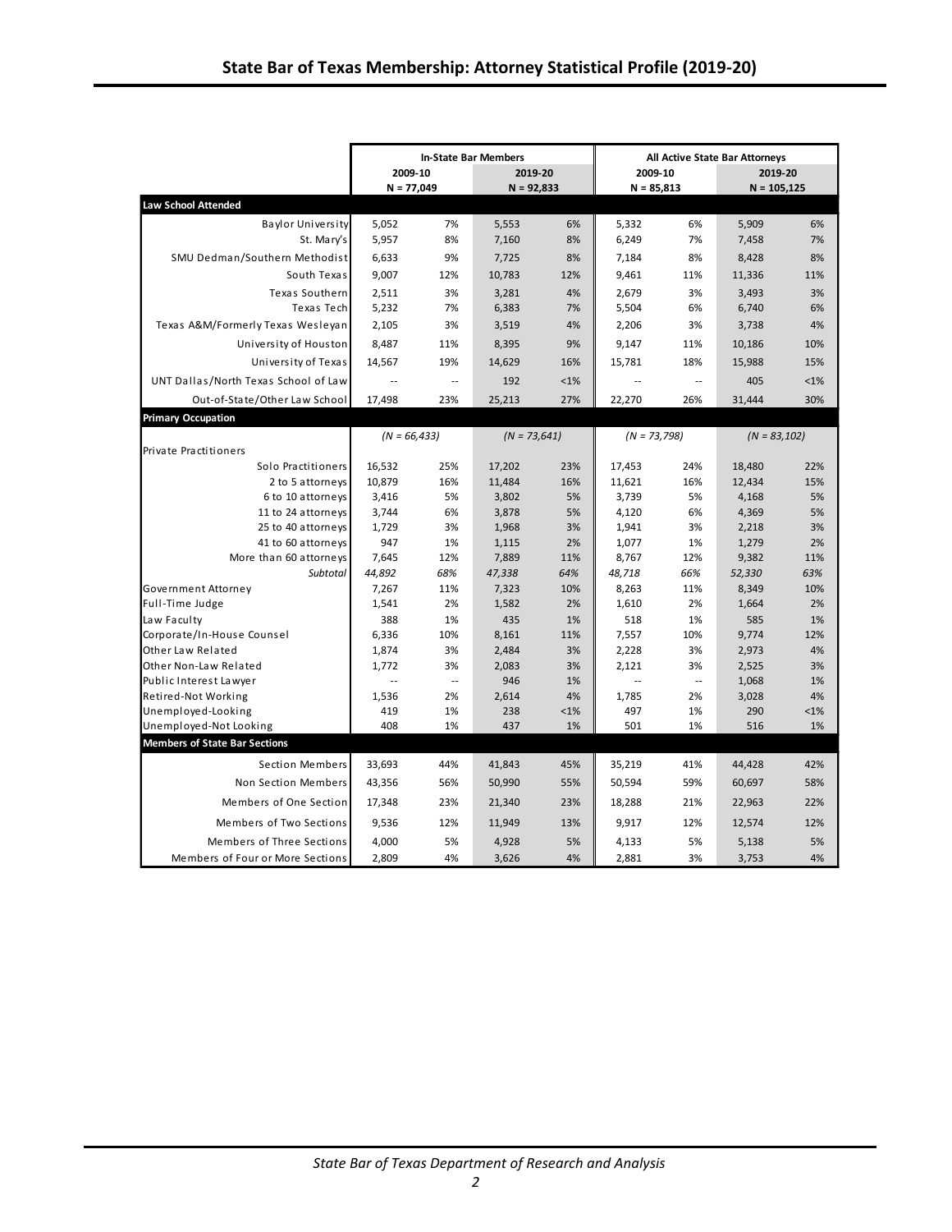# State Bar of Texas Membership: Attorney Statistical Profile (2019-20)

| | In-State Bar Members | | | | All Active State Bar Attorneys | | | |
|---|---|---|---|---|---|---|---|---|
| | 2009-10 N = 77,049 | | 2019-20 N = 92,833 | | 2009-10 N = 85,813 | | 2019-20 N = 105,125 | |
| **Law School Attended** | | | | | | | | |
| Baylor University | 5,052 | 7% | 5,553 | 6% | 5,332 | 6% | 5,909 | 6% |
| St. Mary's | 5,957 | 8% | 7,160 | 8% | 6,249 | 7% | 7,458 | 7% |
| SMU Dedman/Southern Methodist | 6,633 | 9% | 7,725 | 8% | 7,184 | 8% | 8,428 | 8% |
| South Texas | 9,007 | 12% | 10,783 | 12% | 9,461 | 11% | 11,336 | 11% |
| Texas Southern | 2,511 | 3% | 3,281 | 4% | 2,679 | 3% | 3,493 | 3% |
| Texas Tech | 5,232 | 7% | 6,383 | 7% | 5,504 | 6% | 6,740 | 6% |
| Texas A&M/Formerly Texas Wesleyan | 2,105 | 3% | 3,519 | 4% | 2,206 | 3% | 3,738 | 4% |
| University of Houston | 8,487 | 11% | 8,395 | 9% | 9,147 | 11% | 10,186 | 10% |
| University of Texas | 14,567 | 19% | 14,629 | 16% | 15,781 | 18% | 15,988 | 15% |
| UNT Dallas/North Texas School of Law | -- | -- | 192 | <1% | -- | -- | 405 | <1% |
| Out-of-State/Other Law School | 17,498 | 23% | 25,213 | 27% | 22,270 | 26% | 31,444 | 30% |
| **Primary Occupation** | | | | | | | | |
| | *(N = 66,433)* | | *(N = 73,641)* | | *(N = 73,798)* | | *(N = 83,102)* | |
| Private Practitioners | | | | | | | | |
| Solo Practitioners | 16,532 | 25% | 17,202 | 23% | 17,453 | 24% | 18,480 | 22% |
| 2 to 5 attorneys | 10,879 | 16% | 11,484 | 16% | 11,621 | 16% | 12,434 | 15% |
| 6 to 10 attorneys | 3,416 | 5% | 3,802 | 5% | 3,739 | 5% | 4,168 | 5% |
| 11 to 24 attorneys | 3,744 | 6% | 3,878 | 5% | 4,120 | 6% | 4,369 | 5% |
| 25 to 40 attorneys | 1,729 | 3% | 1,968 | 3% | 1,941 | 3% | 2,218 | 3% |
| 41 to 60 attorneys | 947 | 1% | 1,115 | 2% | 1,077 | 1% | 1,279 | 2% |
| More than 60 attorneys | 7,645 | 12% | 7,889 | 11% | 8,767 | 12% | 9,382 | 11% |
| *Subtotal* | *44,892* | *68%* | *47,338* | *64%* | *48,718* | *66%* | *52,330* | *63%* |
| Government Attorney | 7,267 | 11% | 7,323 | 10% | 8,263 | 11% | 8,349 | 10% |
| Full-Time Judge | 1,541 | 2% | 1,582 | 2% | 1,610 | 2% | 1,664 | 2% |
| Law Faculty | 388 | 1% | 435 | 1% | 518 | 1% | 585 | 1% |
| Corporate/In-House Counsel | 6,336 | 10% | 8,161 | 11% | 7,557 | 10% | 9,774 | 12% |
| Other Law Related | 1,874 | 3% | 2,484 | 3% | 2,228 | 3% | 2,973 | 4% |
| Other Non-Law Related | 1,772 | 3% | 2,083 | 3% | 2,121 | 3% | 2,525 | 3% |
| Public Interest Lawyer | -- | -- | 946 | 1% | -- | -- | 1,068 | 1% |
| Retired-Not Working | 1,536 | 2% | 2,614 | 4% | 1,785 | 2% | 3,028 | 4% |
| Unemployed-Looking | 419 | 1% | 238 | <1% | 497 | 1% | 290 | <1% |
| Unemployed-Not Looking | 408 | 1% | 437 | 1% | 501 | 1% | 516 | 1% |
| **Members of State Bar Sections** | | | | | | | | |
| Section Members | 33,693 | 44% | 41,843 | 45% | 35,219 | 41% | 44,428 | 42% |
| Non Section Members | 43,356 | 56% | 50,990 | 55% | 50,594 | 59% | 60,697 | 58% |
| Members of One Section | 17,348 | 23% | 21,340 | 23% | 18,288 | 21% | 22,963 | 22% |
| Members of Two Sections | 9,536 | 12% | 11,949 | 13% | 9,917 | 12% | 12,574 | 12% |
| Members of Three Sections | 4,000 | 5% | 4,928 | 5% | 4,133 | 5% | 5,138 | 5% |
| Members of Four or More Sections | 2,809 | 4% | 3,626 | 4% | 2,881 | 3% | 3,753 | 4% |

*State Bar of Texas Department of Research and Analysis*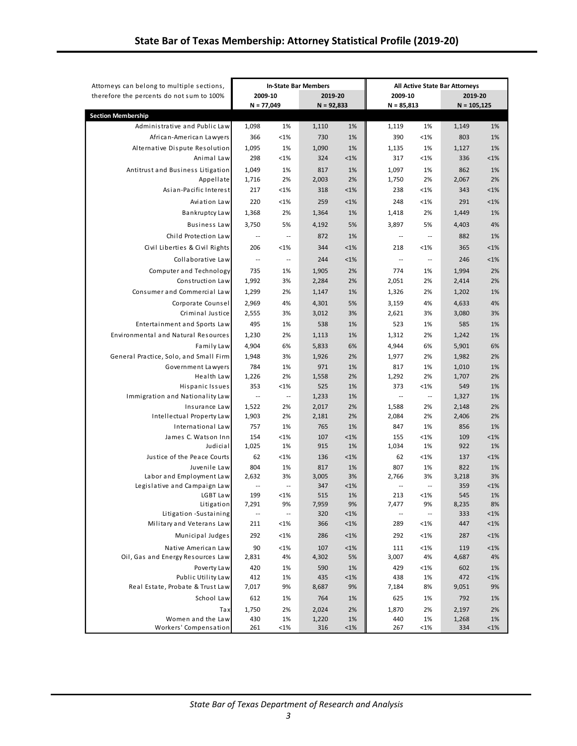## State Bar of Texas Membership: Attorney Statistical Profile (2019-20)

| Attorneys can belong to multiple sections, therefore the percents do not sum to 100% | In-State Bar Members | | | | All Active State Bar Attorneys | | | |
|---|---|---|---|---|---|---|---|---|
| | 2009-10 | | 2019-20 | | 2009-10 | | 2019-20 | |
| | N = 77,049 | | N = 92,833 | | N = 85,813 | | N = 105,125 | |
| **Section Membership** | | | | | | | | |
| Administrative and Public Law | 1,098 | 1% | 1,110 | 1% | 1,119 | 1% | 1,149 | 1% |
| African-American Lawyers | 366 | <1% | 730 | 1% | 390 | <1% | 803 | 1% |
| Alternative Dispute Resolution | 1,095 | 1% | 1,090 | 1% | 1,135 | 1% | 1,127 | 1% |
| Animal Law | 298 | <1% | 324 | <1% | 317 | <1% | 336 | <1% |
| Antitrust and Business Litigation | 1,049 | 1% | 817 | 1% | 1,097 | 1% | 862 | 1% |
| Appellate | 1,716 | 2% | 2,003 | 2% | 1,750 | 2% | 2,067 | 2% |
| Asian-Pacific Interest | 217 | <1% | 318 | <1% | 238 | <1% | 343 | <1% |
| Aviation Law | 220 | <1% | 259 | <1% | 248 | <1% | 291 | <1% |
| Bankruptcy Law | 1,368 | 2% | 1,364 | 1% | 1,418 | 2% | 1,449 | 1% |
| Business Law | 3,750 | 5% | 4,192 | 5% | 3,897 | 5% | 4,403 | 4% |
| Child Protection Law | -- | -- | 872 | 1% | -- | -- | 882 | 1% |
| Civil Liberties & Civil Rights | 206 | <1% | 344 | <1% | 218 | <1% | 365 | <1% |
| Collaborative Law | -- | -- | 244 | <1% | -- | -- | 246 | <1% |
| Computer and Technology | 735 | 1% | 1,905 | 2% | 774 | 1% | 1,994 | 2% |
| Construction Law | 1,992 | 3% | 2,284 | 2% | 2,051 | 2% | 2,414 | 2% |
| Consumer and Commercial Law | 1,299 | 2% | 1,147 | 1% | 1,326 | 2% | 1,202 | 1% |
| Corporate Counsel | 2,969 | 4% | 4,301 | 5% | 3,159 | 4% | 4,633 | 4% |
| Criminal Justice | 2,555 | 3% | 3,012 | 3% | 2,621 | 3% | 3,080 | 3% |
| Entertainment and Sports Law | 495 | 1% | 538 | 1% | 523 | 1% | 585 | 1% |
| Environmental and Natural Resources | 1,230 | 2% | 1,113 | 1% | 1,312 | 2% | 1,242 | 1% |
| Family Law | 4,904 | 6% | 5,833 | 6% | 4,944 | 6% | 5,901 | 6% |
| General Practice, Solo, and Small Firm | 1,948 | 3% | 1,926 | 2% | 1,977 | 2% | 1,982 | 2% |
| Government Lawyers | 784 | 1% | 971 | 1% | 817 | 1% | 1,010 | 1% |
| Health Law | 1,226 | 2% | 1,558 | 2% | 1,292 | 2% | 1,707 | 2% |
| Hispanic Issues | 353 | <1% | 525 | 1% | 373 | <1% | 549 | 1% |
| Immigration and Nationality Law | -- | -- | 1,233 | 1% | -- | -- | 1,327 | 1% |
| Insurance Law | 1,522 | 2% | 2,017 | 2% | 1,588 | 2% | 2,148 | 2% |
| Intellectual Property Law | 1,903 | 2% | 2,181 | 2% | 2,084 | 2% | 2,406 | 2% |
| International Law | 757 | 1% | 765 | 1% | 847 | 1% | 856 | 1% |
| James C. Watson Inn | 154 | <1% | 107 | <1% | 155 | <1% | 109 | <1% |
| Judicial | 1,025 | 1% | 915 | 1% | 1,034 | 1% | 922 | 1% |
| Justice of the Peace Courts | 62 | <1% | 136 | <1% | 62 | <1% | 137 | <1% |
| Juvenile Law | 804 | 1% | 817 | 1% | 807 | 1% | 822 | 1% |
| Labor and Employment Law | 2,632 | 3% | 3,005 | 3% | 2,766 | 3% | 3,218 | 3% |
| Legislative and Campaign Law | -- | -- | 347 | <1% | -- | -- | 359 | <1% |
| LGBT Law | 199 | <1% | 515 | 1% | 213 | <1% | 545 | 1% |
| Litigation | 7,291 | 9% | 7,959 | 9% | 7,477 | 9% | 8,235 | 8% |
| Litigation -Sustaining | -- | -- | 320 | <1% | -- | -- | 333 | <1% |
| Military and Veterans Law | 211 | <1% | 366 | <1% | 289 | <1% | 447 | <1% |
| Municipal Judges | 292 | <1% | 286 | <1% | 292 | <1% | 287 | <1% |
| Native American Law | 90 | <1% | 107 | <1% | 111 | <1% | 119 | <1% |
| Oil, Gas and Energy Resources Law | 2,831 | 4% | 4,302 | 5% | 3,007 | 4% | 4,687 | 4% |
| Poverty Law | 420 | 1% | 590 | 1% | 429 | <1% | 602 | 1% |
| Public Utility Law | 412 | 1% | 435 | <1% | 438 | 1% | 472 | <1% |
| Real Estate, Probate & Trust Law | 7,017 | 9% | 8,687 | 9% | 7,184 | 8% | 9,051 | 9% |
| School Law | 612 | 1% | 764 | 1% | 625 | 1% | 792 | 1% |
| Tax | 1,750 | 2% | 2,024 | 2% | 1,870 | 2% | 2,197 | 2% |
| Women and the Law | 430 | 1% | 1,220 | 1% | 440 | 1% | 1,268 | 1% |
| Workers' Compensation | 261 | <1% | 316 | <1% | 267 | <1% | 334 | <1% |

*State Bar of Texas Department of Research and Analysis*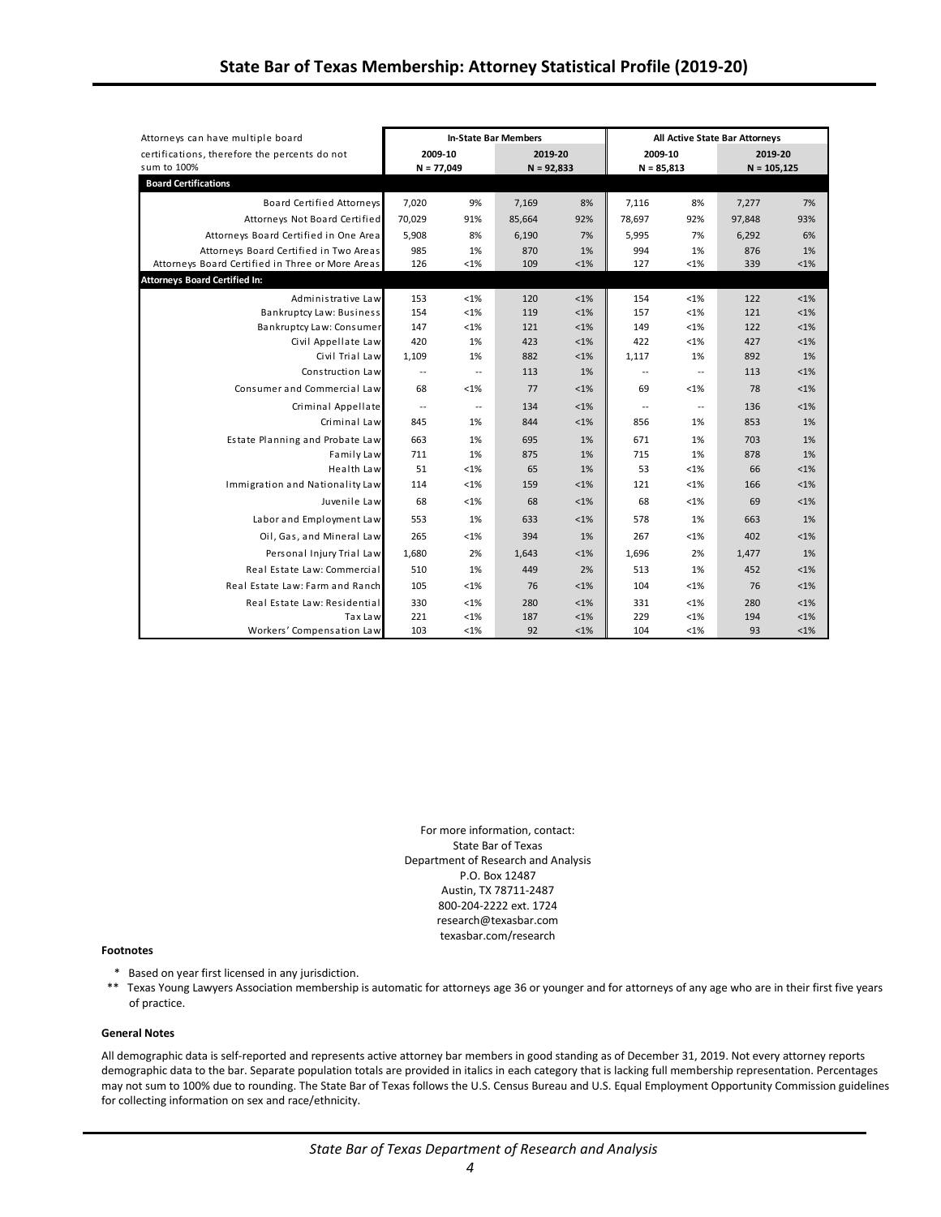# State Bar of Texas Membership: Attorney Statistical Profile (2019-20)

| Attorneys can have multiple board certifications, therefore the percents do not sum to 100% | In-State Bar Members | | | | All Active State Bar Attorneys | | | |
|---|---|---|---|---|---|---|---|---|
| | 2009-10 N = 77,049 | | 2019-20 N = 92,833 | | 2009-10 N = 85,813 | | 2019-20 N = 105,125 | |
| **Board Certifications** | | | | | | | | |
| Board Certified Attorneys | 7,020 | 9% | 7,169 | 8% | 7,116 | 8% | 7,277 | 7% |
| Attorneys Not Board Certified | 70,029 | 91% | 85,664 | 92% | 78,697 | 92% | 97,848 | 93% |
| Attorneys Board Certified in One Area | 5,908 | 8% | 6,190 | 7% | 5,995 | 7% | 6,292 | 6% |
| Attorneys Board Certified in Two Areas | 985 | 1% | 870 | 1% | 994 | 1% | 876 | 1% |
| Attorneys Board Certified in Three or More Areas | 126 | <1% | 109 | <1% | 127 | <1% | 339 | <1% |
| **Attorneys Board Certified In:** | | | | | | | | |
| Administrative Law | 153 | <1% | 120 | <1% | 154 | <1% | 122 | <1% |
| Bankruptcy Law: Business | 154 | <1% | 119 | <1% | 157 | <1% | 121 | <1% |
| Bankruptcy Law: Consumer | 147 | <1% | 121 | <1% | 149 | <1% | 122 | <1% |
| Civil Appellate Law | 420 | 1% | 423 | <1% | 422 | <1% | 427 | <1% |
| Civil Trial Law | 1,109 | 1% | 882 | <1% | 1,117 | 1% | 892 | 1% |
| Construction Law | -- | -- | 113 | 1% | -- | -- | 113 | <1% |
| Consumer and Commercial Law | 68 | <1% | 77 | <1% | 69 | <1% | 78 | <1% |
| Criminal Appellate | -- | -- | 134 | <1% | -- | -- | 136 | <1% |
| Criminal Law | 845 | 1% | 844 | <1% | 856 | 1% | 853 | 1% |
| Estate Planning and Probate Law | 663 | 1% | 695 | 1% | 671 | 1% | 703 | 1% |
| Family Law | 711 | 1% | 875 | 1% | 715 | 1% | 878 | 1% |
| Health Law | 51 | <1% | 65 | 1% | 53 | <1% | 66 | <1% |
| Immigration and Nationality Law | 114 | <1% | 159 | <1% | 121 | <1% | 166 | <1% |
| Juvenile Law | 68 | <1% | 68 | <1% | 68 | <1% | 69 | <1% |
| Labor and Employment Law | 553 | 1% | 633 | <1% | 578 | 1% | 663 | 1% |
| Oil, Gas, and Mineral Law | 265 | <1% | 394 | 1% | 267 | <1% | 402 | <1% |
| Personal Injury Trial Law | 1,680 | 2% | 1,643 | <1% | 1,696 | 2% | 1,477 | 1% |
| Real Estate Law: Commercial | 510 | 1% | 449 | 2% | 513 | 1% | 452 | <1% |
| Real Estate Law: Farm and Ranch | 105 | <1% | 76 | <1% | 104 | <1% | 76 | <1% |
| Real Estate Law: Residential | 330 | <1% | 280 | <1% | 331 | <1% | 280 | <1% |
| Tax Law | 221 | <1% | 187 | <1% | 229 | <1% | 194 | <1% |
| Workers' Compensation Law | 103 | <1% | 92 | <1% | 104 | <1% | 93 | <1% |

For more information, contact:
State Bar of Texas
Department of Research and Analysis
P.O. Box 12487
Austin, TX 78711-2487
800-204-2222 ext. 1724
research@texasbar.com
texasbar.com/research

**Footnotes**

\* Based on year first licensed in any jurisdiction.

\*\* Texas Young Lawyers Association membership is automatic for attorneys age 36 or younger and for attorneys of any age who are in their first five years of practice.

**General Notes**

All demographic data is self-reported and represents active attorney bar members in good standing as of December 31, 2019. Not every attorney reports demographic data to the bar. Separate population totals are provided in italics in each category that is lacking full membership representation. Percentages may not sum to 100% due to rounding. The State Bar of Texas follows the U.S. Census Bureau and U.S. Equal Employment Opportunity Commission guidelines for collecting information on sex and race/ethnicity.